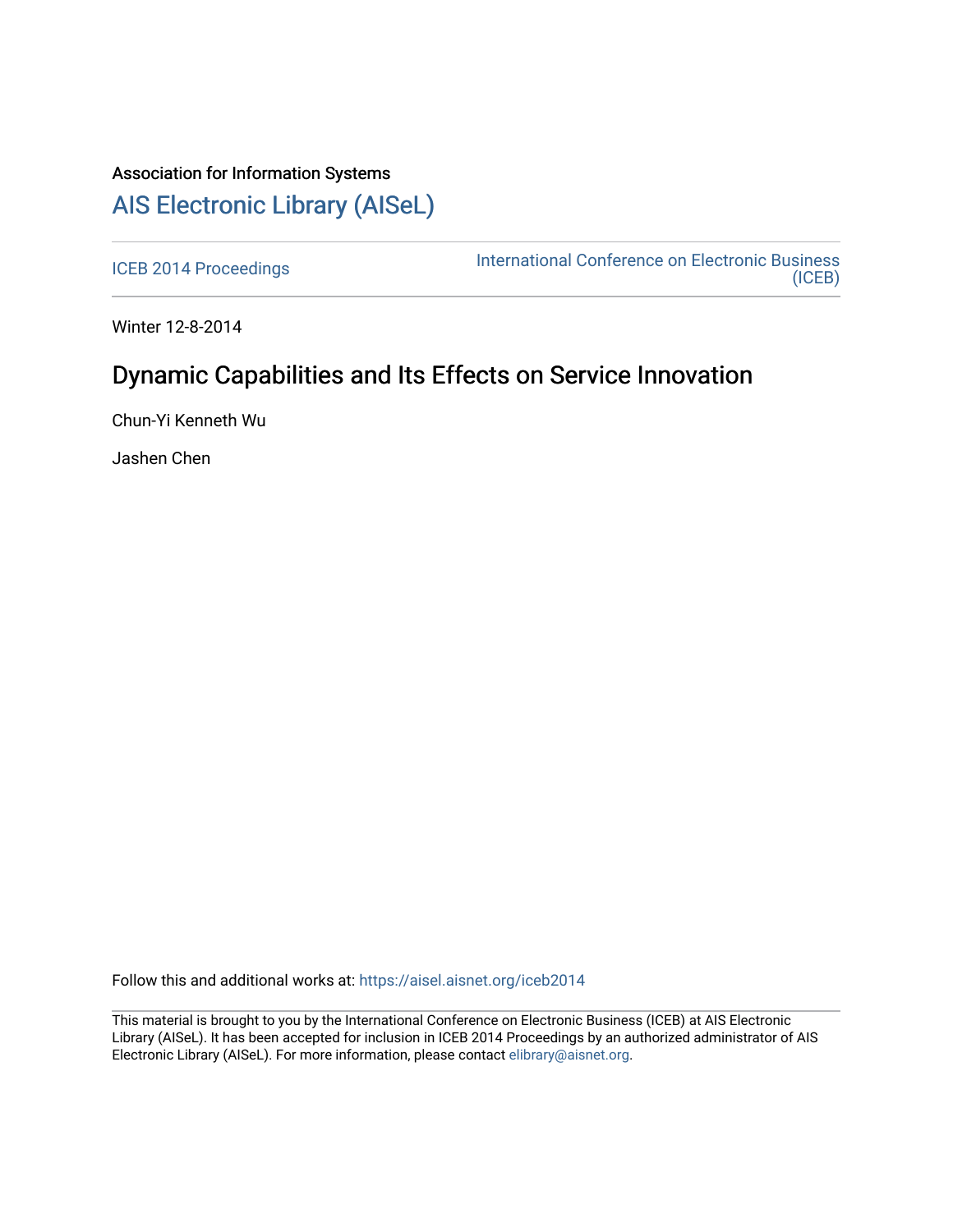Association for Information Systems

# AIS Electronic Library (AISeL)

ICEB 2014 Proceedings

International Conference on Electronic Business (ICEB)

Winter 12-8-2014

## Dynamic Capabilities and Its Effects on Service Innovation

Chun-Yi Kenneth Wu

Jashen Chen

Follow this and additional works at: https://aisel.aisnet.org/iceb2014

This material is brought to you by the International Conference on Electronic Business (ICEB) at AIS Electronic Library (AISeL). It has been accepted for inclusion in ICEB 2014 Proceedings by an authorized administrator of AIS Electronic Library (AISeL). For more information, please contact elibrary@aisnet.org.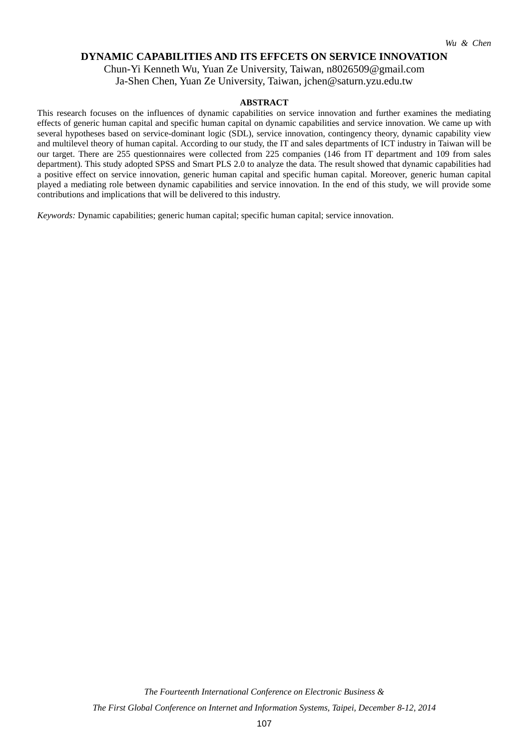# DYNAMIC CAPABILITIES AND ITS EFFCETS ON SERVICE INNOVATION

Chun-Yi Kenneth Wu, Yuan Ze University, Taiwan, n8026509@gmail.com
Ja-Shen Chen, Yuan Ze University, Taiwan, jchen@saturn.yzu.edu.tw

## ABSTRACT

This research focuses on the influences of dynamic capabilities on service innovation and further examines the mediating effects of generic human capital and specific human capital on dynamic capabilities and service innovation. We came up with several hypotheses based on service-dominant logic (SDL), service innovation, contingency theory, dynamic capability view and multilevel theory of human capital. According to our study, the IT and sales departments of ICT industry in Taiwan will be our target. There are 255 questionnaires were collected from 225 companies (146 from IT department and 109 from sales department). This study adopted SPSS and Smart PLS 2.0 to analyze the data. The result showed that dynamic capabilities had a positive effect on service innovation, generic human capital and specific human capital. Moreover, generic human capital played a mediating role between dynamic capabilities and service innovation. In the end of this study, we will provide some contributions and implications that will be delivered to this industry.

*Keywords:* Dynamic capabilities; generic human capital; specific human capital; service innovation.